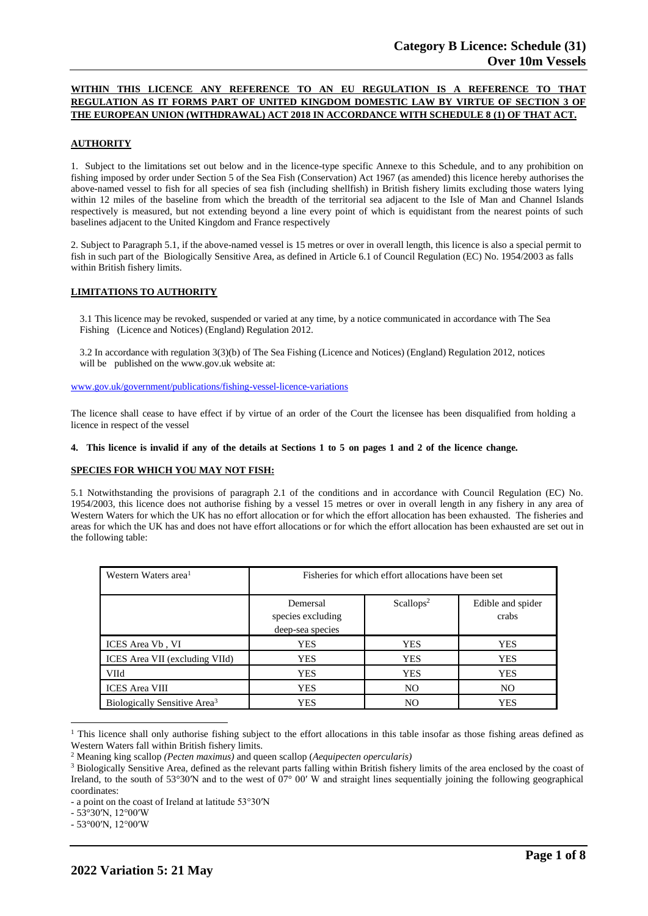# Category B Licence: Schedule (31) Over 10m Vessels

**WITHIN THIS LICENCE ANY REFERENCE TO AN EU REGULATION IS A REFERENCE TO THAT REGULATION AS IT FORMS PART OF UNITED KINGDOM DOMESTIC LAW BY VIRTUE OF SECTION 3 OF THE EUROPEAN UNION (WITHDRAWAL) ACT 2018 IN ACCORDANCE WITH SCHEDULE 8 (1) OF THAT ACT.**

## AUTHORITY

1. Subject to the limitations set out below and in the licence-type specific Annexe to this Schedule, and to any prohibition on fishing imposed by order under Section 5 of the Sea Fish (Conservation) Act 1967 (as amended) this licence hereby authorises the above-named vessel to fish for all species of sea fish (including shellfish) in British fishery limits excluding those waters lying within 12 miles of the baseline from which the breadth of the territorial sea adjacent to the Isle of Man and Channel Islands respectively is measured, but not extending beyond a line every point of which is equidistant from the nearest points of such baselines adjacent to the United Kingdom and France respectively

2. Subject to Paragraph 5.1, if the above-named vessel is 15 metres or over in overall length, this licence is also a special permit to fish in such part of the Biologically Sensitive Area, as defined in Article 6.1 of Council Regulation (EC) No. 1954/2003 as falls within British fishery limits.

## LIMITATIONS TO AUTHORITY

3.1 This licence may be revoked, suspended or varied at any time, by a notice communicated in accordance with The Sea Fishing (Licence and Notices) (England) Regulation 2012.

3.2 In accordance with regulation 3(3)(b) of The Sea Fishing (Licence and Notices) (England) Regulation 2012, notices will be published on the www.gov.uk website at:

www.gov.uk/government/publications/fishing-vessel-licence-variations

The licence shall cease to have effect if by virtue of an order of the Court the licensee has been disqualified from holding a licence in respect of the vessel

**4. This licence is invalid if any of the details at Sections 1 to 5 on pages 1 and 2 of the licence change.**

## SPECIES FOR WHICH YOU MAY NOT FISH:

5.1 Notwithstanding the provisions of paragraph 2.1 of the conditions and in accordance with Council Regulation (EC) No. 1954/2003, this licence does not authorise fishing by a vessel 15 metres or over in overall length in any fishery in any area of Western Waters for which the UK has no effort allocation or for which the effort allocation has been exhausted. The fisheries and areas for which the UK has and does not have effort allocations or for which the effort allocation has been exhausted are set out in the following table:

| Western Waters area[1] | Fisheries for which effort allocations have been set | | |
|---|---|---|---|
| | Demersal species excluding deep-sea species | Scallops[2] | Edible and spider crabs |
| ICES Area Vb , VI | YES | YES | YES |
| ICES Area VII (excluding VIId) | YES | YES | YES |
| VIId | YES | YES | YES |
| ICES Area VIII | YES | NO | NO |
| Biologically Sensitive Area[3] | YES | NO | YES |

[1] This licence shall only authorise fishing subject to the effort allocations in this table insofar as those fishing areas defined as Western Waters fall within British fishery limits.

[2] Meaning king scallop *(Pecten maximus)* and queen scallop (*Aequipecten opercularis)*

[3] Biologically Sensitive Area, defined as the relevant parts falling within British fishery limits of the area enclosed by the coast of Ireland, to the south of 53°30′N and to the west of 07° 00′ W and straight lines sequentially joining the following geographical coordinates:

- a point on the coast of Ireland at latitude 53°30′N
- 53°30′N, 12°00′W
- 53°00′N, 12°00′W

**2022 Variation 5: 21 May**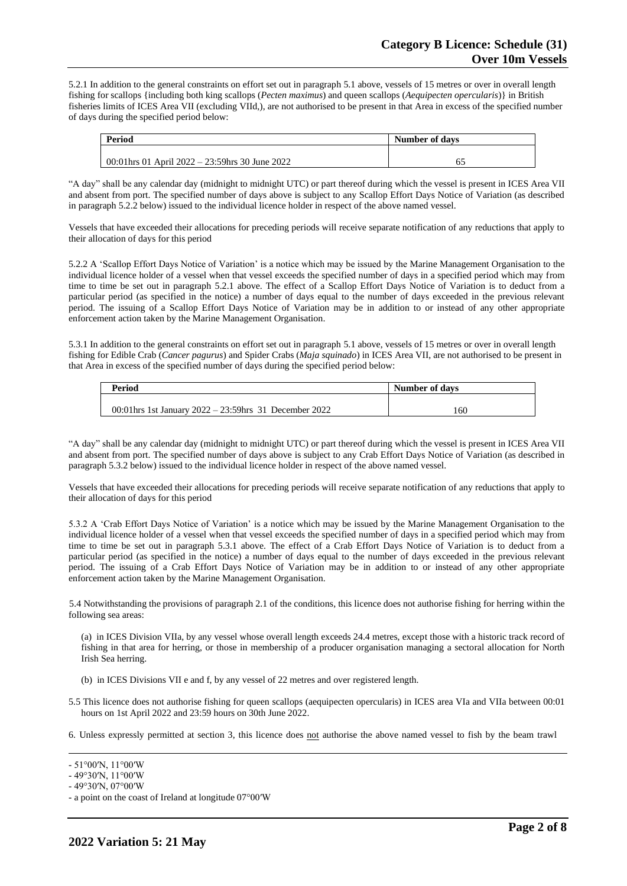5.2.1 In addition to the general constraints on effort set out in paragraph 5.1 above, vessels of 15 metres or over in overall length fishing for scallops {including both king scallops (*Pecten maximus*) and queen scallops (*Aequipecten opercularis*)} in British fisheries limits of ICES Area VII (excluding VIId,), are not authorised to be present in that Area in excess of the specified number of days during the specified period below:

| Period | Number of days |
|---|---|
| 00:01hrs 01 April 2022 – 23:59hrs 30 June 2022 | 65 |

"A day" shall be any calendar day (midnight to midnight UTC) or part thereof during which the vessel is present in ICES Area VII and absent from port. The specified number of days above is subject to any Scallop Effort Days Notice of Variation (as described in paragraph 5.2.2 below) issued to the individual licence holder in respect of the above named vessel.

Vessels that have exceeded their allocations for preceding periods will receive separate notification of any reductions that apply to their allocation of days for this period

5.2.2 A 'Scallop Effort Days Notice of Variation' is a notice which may be issued by the Marine Management Organisation to the individual licence holder of a vessel when that vessel exceeds the specified number of days in a specified period which may from time to time be set out in paragraph 5.2.1 above. The effect of a Scallop Effort Days Notice of Variation is to deduct from a particular period (as specified in the notice) a number of days equal to the number of days exceeded in the previous relevant period. The issuing of a Scallop Effort Days Notice of Variation may be in addition to or instead of any other appropriate enforcement action taken by the Marine Management Organisation.

5.3.1 In addition to the general constraints on effort set out in paragraph 5.1 above, vessels of 15 metres or over in overall length fishing for Edible Crab (*Cancer pagurus*) and Spider Crabs (*Maja squinado*) in ICES Area VII, are not authorised to be present in that Area in excess of the specified number of days during the specified period below:

| Period | Number of days |
|---|---|
| 00:01hrs 1st January 2022 – 23:59hrs 31 December 2022 | 160 |

"A day" shall be any calendar day (midnight to midnight UTC) or part thereof during which the vessel is present in ICES Area VII and absent from port. The specified number of days above is subject to any Crab Effort Days Notice of Variation (as described in paragraph 5.3.2 below) issued to the individual licence holder in respect of the above named vessel.

Vessels that have exceeded their allocations for preceding periods will receive separate notification of any reductions that apply to their allocation of days for this period

5.3.2 A 'Crab Effort Days Notice of Variation' is a notice which may be issued by the Marine Management Organisation to the individual licence holder of a vessel when that vessel exceeds the specified number of days in a specified period which may from time to time be set out in paragraph 5.3.1 above. The effect of a Crab Effort Days Notice of Variation is to deduct from a particular period (as specified in the notice) a number of days equal to the number of days exceeded in the previous relevant period. The issuing of a Crab Effort Days Notice of Variation may be in addition to or instead of any other appropriate enforcement action taken by the Marine Management Organisation.

5.4 Notwithstanding the provisions of paragraph 2.1 of the conditions, this licence does not authorise fishing for herring within the following sea areas:

(a) in ICES Division VIIa, by any vessel whose overall length exceeds 24.4 metres, except those with a historic track record of fishing in that area for herring, or those in membership of a producer organisation managing a sectoral allocation for North Irish Sea herring.

(b) in ICES Divisions VII e and f, by any vessel of 22 metres and over registered length.

5.5 This licence does not authorise fishing for queen scallops (aequipecten opercularis) in ICES area VIa and VIIa between 00:01 hours on 1st April 2022 and 23:59 hours on 30th June 2022.

6. Unless expressly permitted at section 3, this licence does not authorise the above named vessel to fish by the beam trawl

- 51°00′N, 11°00′W
- 49°30′N, 11°00′W
- 49°30′N, 07°00′W
- a point on the coast of Ireland at longitude 07°00′W

2022 Variation 5: 21 May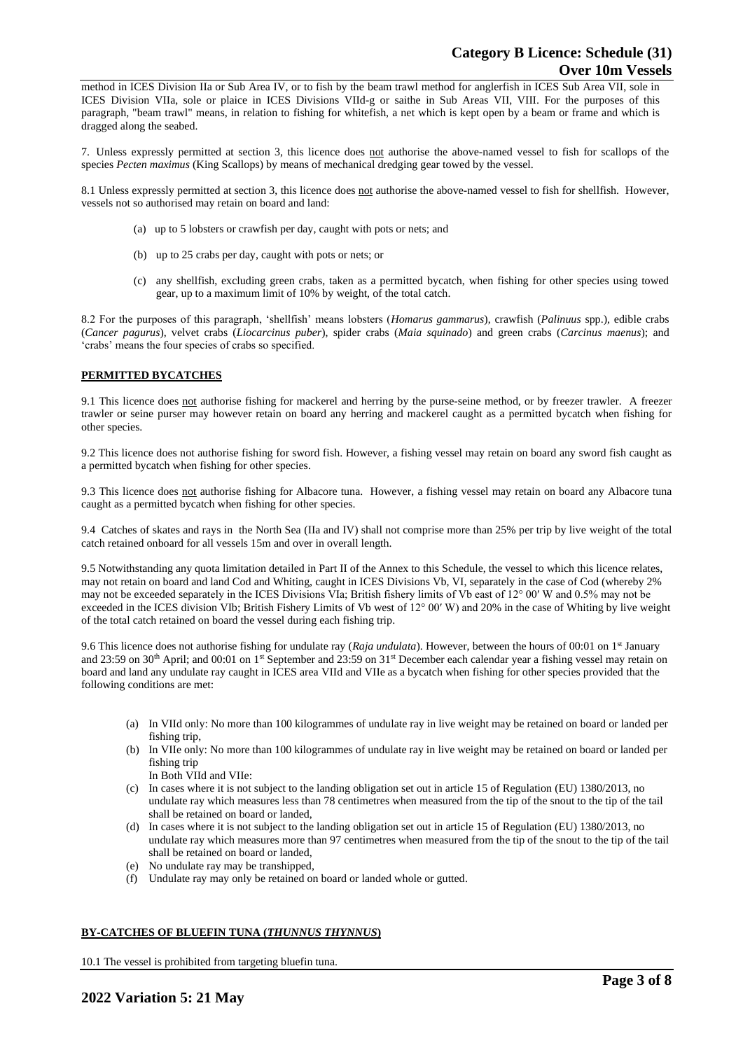method in ICES Division IIa or Sub Area IV, or to fish by the beam trawl method for anglerfish in ICES Sub Area VII, sole in ICES Division VIIa, sole or plaice in ICES Divisions VIId-g or saithe in Sub Areas VII, VIII. For the purposes of this paragraph, "beam trawl" means, in relation to fishing for whitefish, a net which is kept open by a beam or frame and which is dragged along the seabed.

7. Unless expressly permitted at section 3, this licence does not authorise the above-named vessel to fish for scallops of the species *Pecten maximus* (King Scallops) by means of mechanical dredging gear towed by the vessel.

8.1 Unless expressly permitted at section 3, this licence does not authorise the above-named vessel to fish for shellfish. However, vessels not so authorised may retain on board and land:

(a) up to 5 lobsters or crawfish per day, caught with pots or nets; and

(b) up to 25 crabs per day, caught with pots or nets; or

(c) any shellfish, excluding green crabs, taken as a permitted bycatch, when fishing for other species using towed gear, up to a maximum limit of 10% by weight, of the total catch.

8.2 For the purposes of this paragraph, 'shellfish' means lobsters (*Homarus gammarus*), crawfish (*Palinuus* spp.), edible crabs (*Cancer pagurus*), velvet crabs (*Liocarcinus puber*), spider crabs (*Maia squinado*) and green crabs (*Carcinus maenus*); and 'crabs' means the four species of crabs so specified.

**PERMITTED BYCATCHES**

9.1 This licence does not authorise fishing for mackerel and herring by the purse-seine method, or by freezer trawler. A freezer trawler or seine purser may however retain on board any herring and mackerel caught as a permitted bycatch when fishing for other species.

9.2 This licence does not authorise fishing for sword fish. However, a fishing vessel may retain on board any sword fish caught as a permitted bycatch when fishing for other species.

9.3 This licence does not authorise fishing for Albacore tuna. However, a fishing vessel may retain on board any Albacore tuna caught as a permitted bycatch when fishing for other species.

9.4 Catches of skates and rays in the North Sea (IIa and IV) shall not comprise more than 25% per trip by live weight of the total catch retained onboard for all vessels 15m and over in overall length.

9.5 Notwithstanding any quota limitation detailed in Part II of the Annex to this Schedule, the vessel to which this licence relates, may not retain on board and land Cod and Whiting, caught in ICES Divisions Vb, VI, separately in the case of Cod (whereby 2% may not be exceeded separately in the ICES Divisions VIa; British fishery limits of Vb east of 12° 00′ W and 0.5% may not be exceeded in the ICES division VIb; British Fishery Limits of Vb west of 12° 00′ W) and 20% in the case of Whiting by live weight of the total catch retained on board the vessel during each fishing trip.

9.6 This licence does not authorise fishing for undulate ray (*Raja undulata*). However, between the hours of 00:01 on 1st January and 23:59 on 30th April; and 00:01 on 1st September and 23:59 on 31st December each calendar year a fishing vessel may retain on board and land any undulate ray caught in ICES area VIId and VIIe as a bycatch when fishing for other species provided that the following conditions are met:

(a) In VIId only: No more than 100 kilogrammes of undulate ray in live weight may be retained on board or landed per fishing trip,
(b) In VIIe only: No more than 100 kilogrammes of undulate ray in live weight may be retained on board or landed per fishing trip
In Both VIId and VIIe:
(c) In cases where it is not subject to the landing obligation set out in article 15 of Regulation (EU) 1380/2013, no undulate ray which measures less than 78 centimetres when measured from the tip of the snout to the tip of the tail shall be retained on board or landed,
(d) In cases where it is not subject to the landing obligation set out in article 15 of Regulation (EU) 1380/2013, no undulate ray which measures more than 97 centimetres when measured from the tip of the snout to the tip of the tail shall be retained on board or landed,
(e) No undulate ray may be transhipped,
(f) Undulate ray may only be retained on board or landed whole or gutted.

**BY-CATCHES OF BLUEFIN TUNA (*THUNNUS THYNNUS*)**

10.1 The vessel is prohibited from targeting bluefin tuna.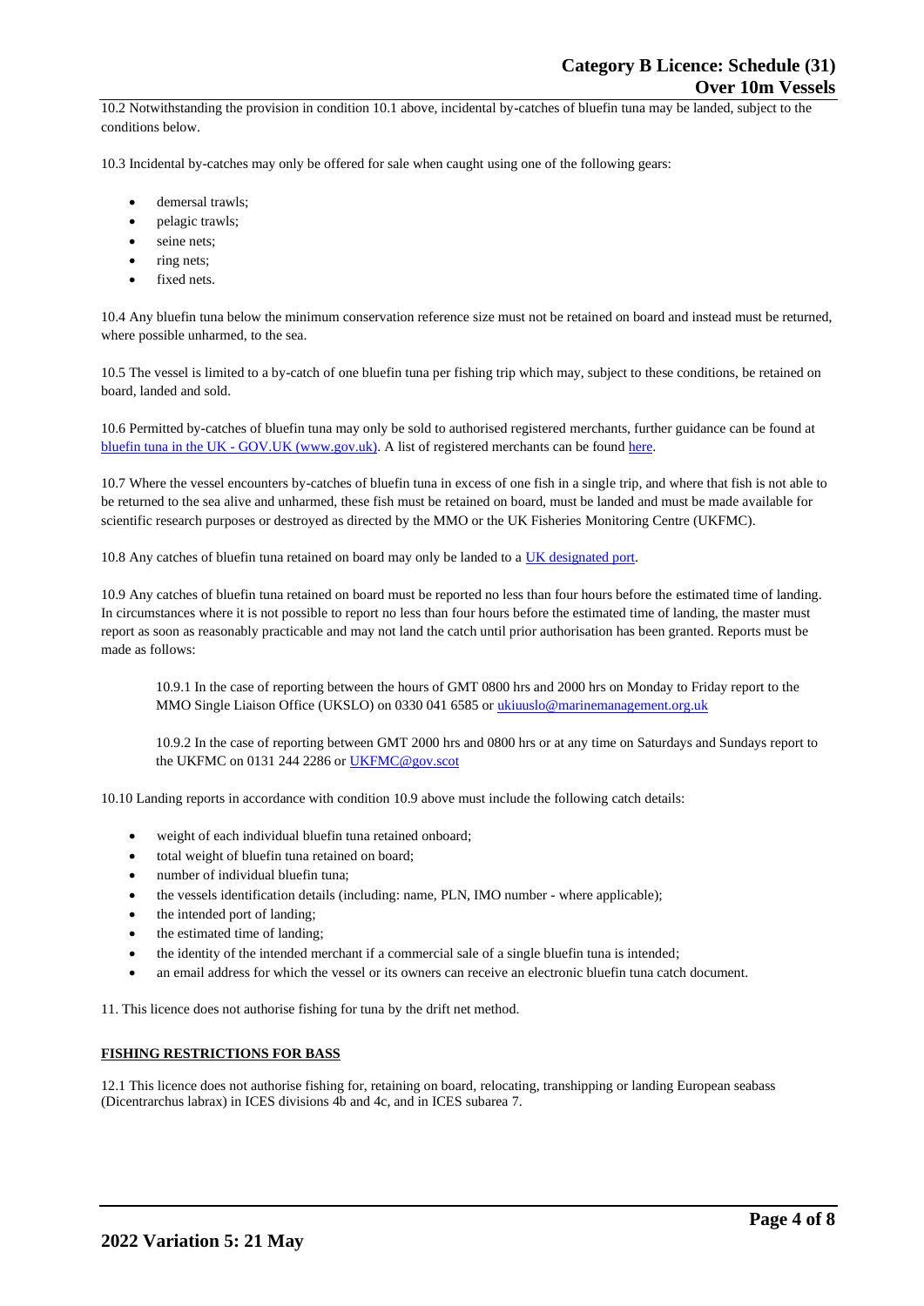10.2 Notwithstanding the provision in condition 10.1 above, incidental by-catches of bluefin tuna may be landed, subject to the conditions below.

10.3 Incidental by-catches may only be offered for sale when caught using one of the following gears:

- demersal trawls;
- pelagic trawls;
- seine nets;
- ring nets;
- fixed nets.

10.4 Any bluefin tuna below the minimum conservation reference size must not be retained on board and instead must be returned, where possible unharmed, to the sea.

10.5 The vessel is limited to a by-catch of one bluefin tuna per fishing trip which may, subject to these conditions, be retained on board, landed and sold.

10.6 Permitted by-catches of bluefin tuna may only be sold to authorised registered merchants, further guidance can be found at [bluefin tuna in the UK - GOV.UK (www.gov.uk)](). A list of registered merchants can be found [here]().

10.7 Where the vessel encounters by-catches of bluefin tuna in excess of one fish in a single trip, and where that fish is not able to be returned to the sea alive and unharmed, these fish must be retained on board, must be landed and must be made available for scientific research purposes or destroyed as directed by the MMO or the UK Fisheries Monitoring Centre (UKFMC).

10.8 Any catches of bluefin tuna retained on board may only be landed to a [UK designated port]().

10.9 Any catches of bluefin tuna retained on board must be reported no less than four hours before the estimated time of landing. In circumstances where it is not possible to report no less than four hours before the estimated time of landing, the master must report as soon as reasonably practicable and may not land the catch until prior authorisation has been granted. Reports must be made as follows:

> 10.9.1 In the case of reporting between the hours of GMT 0800 hrs and 2000 hrs on Monday to Friday report to the MMO Single Liaison Office (UKSLO) on 0330 041 6585 or ukiuuslo@marinemanagement.org.uk
>
> 10.9.2 In the case of reporting between GMT 2000 hrs and 0800 hrs or at any time on Saturdays and Sundays report to the UKFMC on 0131 244 2286 or UKFMC@gov.scot

10.10 Landing reports in accordance with condition 10.9 above must include the following catch details:

- weight of each individual bluefin tuna retained onboard;
- total weight of bluefin tuna retained on board;
- number of individual bluefin tuna;
- the vessels identification details (including: name, PLN, IMO number - where applicable);
- the intended port of landing;
- the estimated time of landing;
- the identity of the intended merchant if a commercial sale of a single bluefin tuna is intended;
- an email address for which the vessel or its owners can receive an electronic bluefin tuna catch document.

11. This licence does not authorise fishing for tuna by the drift net method.

**FISHING RESTRICTIONS FOR BASS**

12.1 This licence does not authorise fishing for, retaining on board, relocating, transhipping or landing European seabass (Dicentrarchus labrax) in ICES divisions 4b and 4c, and in ICES subarea 7.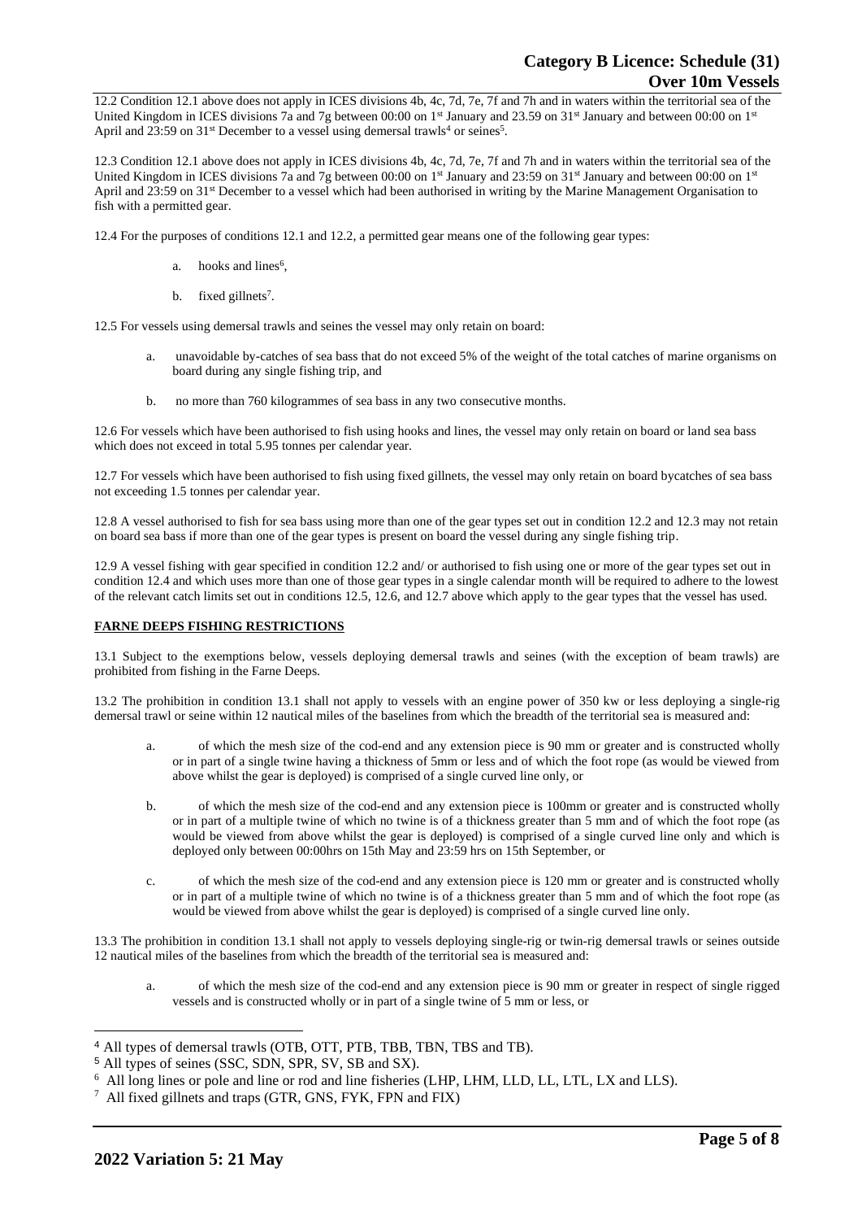12.2 Condition 12.1 above does not apply in ICES divisions 4b, 4c, 7d, 7e, 7f and 7h and in waters within the territorial sea of the United Kingdom in ICES divisions 7a and 7g between 00:00 on 1st January and 23.59 on 31st January and between 00:00 on 1st April and 23:59 on 31st December to a vessel using demersal trawls[4] or seines[5].

12.3 Condition 12.1 above does not apply in ICES divisions 4b, 4c, 7d, 7e, 7f and 7h and in waters within the territorial sea of the United Kingdom in ICES divisions 7a and 7g between 00:00 on 1st January and 23:59 on 31st January and between 00:00 on 1st April and 23:59 on 31st December to a vessel which had been authorised in writing by the Marine Management Organisation to fish with a permitted gear.

12.4 For the purposes of conditions 12.1 and 12.2, a permitted gear means one of the following gear types:

a. hooks and lines[6],

b. fixed gillnets[7].

12.5 For vessels using demersal trawls and seines the vessel may only retain on board:

a. unavoidable by-catches of sea bass that do not exceed 5% of the weight of the total catches of marine organisms on board during any single fishing trip, and

b. no more than 760 kilogrammes of sea bass in any two consecutive months.

12.6 For vessels which have been authorised to fish using hooks and lines, the vessel may only retain on board or land sea bass which does not exceed in total 5.95 tonnes per calendar year.

12.7 For vessels which have been authorised to fish using fixed gillnets, the vessel may only retain on board bycatches of sea bass not exceeding 1.5 tonnes per calendar year.

12.8 A vessel authorised to fish for sea bass using more than one of the gear types set out in condition 12.2 and 12.3 may not retain on board sea bass if more than one of the gear types is present on board the vessel during any single fishing trip.

12.9 A vessel fishing with gear specified in condition 12.2 and/ or authorised to fish using one or more of the gear types set out in condition 12.4 and which uses more than one of those gear types in a single calendar month will be required to adhere to the lowest of the relevant catch limits set out in conditions 12.5, 12.6, and 12.7 above which apply to the gear types that the vessel has used.

**FARNE DEEPS FISHING RESTRICTIONS**

13.1 Subject to the exemptions below, vessels deploying demersal trawls and seines (with the exception of beam trawls) are prohibited from fishing in the Farne Deeps.

13.2 The prohibition in condition 13.1 shall not apply to vessels with an engine power of 350 kw or less deploying a single-rig demersal trawl or seine within 12 nautical miles of the baselines from which the breadth of the territorial sea is measured and:

a. of which the mesh size of the cod-end and any extension piece is 90 mm or greater and is constructed wholly or in part of a single twine having a thickness of 5mm or less and of which the foot rope (as would be viewed from above whilst the gear is deployed) is comprised of a single curved line only, or

b. of which the mesh size of the cod-end and any extension piece is 100mm or greater and is constructed wholly or in part of a multiple twine of which no twine is of a thickness greater than 5 mm and of which the foot rope (as would be viewed from above whilst the gear is deployed) is comprised of a single curved line only and which is deployed only between 00:00hrs on 15th May and 23:59 hrs on 15th September, or

c. of which the mesh size of the cod-end and any extension piece is 120 mm or greater and is constructed wholly or in part of a multiple twine of which no twine is of a thickness greater than 5 mm and of which the foot rope (as would be viewed from above whilst the gear is deployed) is comprised of a single curved line only.

13.3 The prohibition in condition 13.1 shall not apply to vessels deploying single-rig or twin-rig demersal trawls or seines outside 12 nautical miles of the baselines from which the breadth of the territorial sea is measured and:

a. of which the mesh size of the cod-end and any extension piece is 90 mm or greater in respect of single rigged vessels and is constructed wholly or in part of a single twine of 5 mm or less, or

---

[4] All types of demersal trawls (OTB, OTT, PTB, TBB, TBN, TBS and TB).

[5] All types of seines (SSC, SDN, SPR, SV, SB and SX).

[6] All long lines or pole and line or rod and line fisheries (LHP, LHM, LLD, LL, LTL, LX and LLS).

[7] All fixed gillnets and traps (GTR, GNS, FYK, FPN and FIX)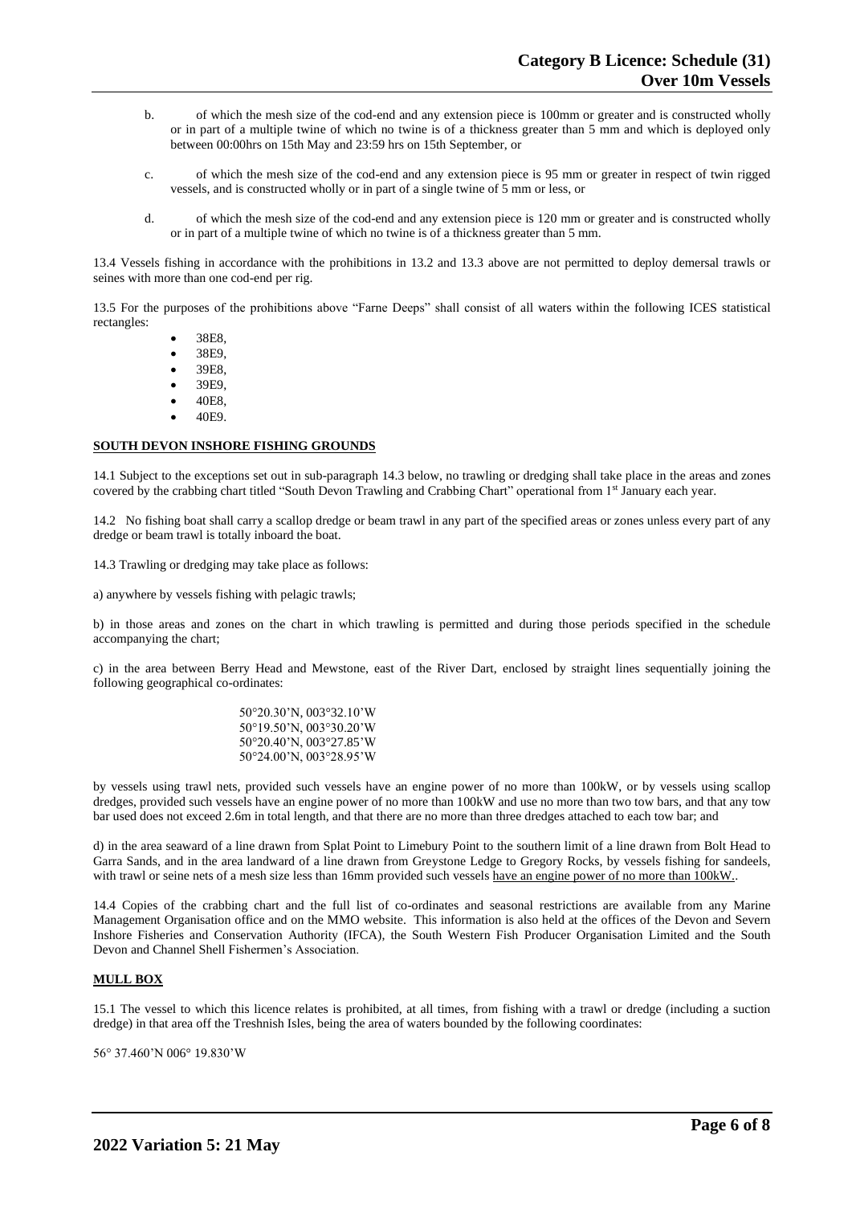b. of which the mesh size of the cod-end and any extension piece is 100mm or greater and is constructed wholly or in part of a multiple twine of which no twine is of a thickness greater than 5 mm and which is deployed only between 00:00hrs on 15th May and 23:59 hrs on 15th September, or

c. of which the mesh size of the cod-end and any extension piece is 95 mm or greater in respect of twin rigged vessels, and is constructed wholly or in part of a single twine of 5 mm or less, or

d. of which the mesh size of the cod-end and any extension piece is 120 mm or greater and is constructed wholly or in part of a multiple twine of which no twine is of a thickness greater than 5 mm.

13.4 Vessels fishing in accordance with the prohibitions in 13.2 and 13.3 above are not permitted to deploy demersal trawls or seines with more than one cod-end per rig.

13.5 For the purposes of the prohibitions above "Farne Deeps" shall consist of all waters within the following ICES statistical rectangles:

- 38E8,
- 38E9,
- 39E8,
- 39E9,
- 40E8,
- 40E9.

**SOUTH DEVON INSHORE FISHING GROUNDS**

14.1 Subject to the exceptions set out in sub-paragraph 14.3 below, no trawling or dredging shall take place in the areas and zones covered by the crabbing chart titled "South Devon Trawling and Crabbing Chart" operational from 1st January each year.

14.2 No fishing boat shall carry a scallop dredge or beam trawl in any part of the specified areas or zones unless every part of any dredge or beam trawl is totally inboard the boat.

14.3 Trawling or dredging may take place as follows:

a) anywhere by vessels fishing with pelagic trawls;

b) in those areas and zones on the chart in which trawling is permitted and during those periods specified in the schedule accompanying the chart;

c) in the area between Berry Head and Mewstone, east of the River Dart, enclosed by straight lines sequentially joining the following geographical co-ordinates:

50°20.30'N, 003°32.10'W
50°19.50'N, 003°30.20'W
50°20.40'N, 003°27.85'W
50°24.00'N, 003°28.95'W

by vessels using trawl nets, provided such vessels have an engine power of no more than 100kW, or by vessels using scallop dredges, provided such vessels have an engine power of no more than 100kW and use no more than two tow bars, and that any tow bar used does not exceed 2.6m in total length, and that there are no more than three dredges attached to each tow bar; and

d) in the area seaward of a line drawn from Splat Point to Limebury Point to the southern limit of a line drawn from Bolt Head to Garra Sands, and in the area landward of a line drawn from Greystone Ledge to Gregory Rocks, by vessels fishing for sandeels, with trawl or seine nets of a mesh size less than 16mm provided such vessels have an engine power of no more than 100kW..

14.4 Copies of the crabbing chart and the full list of co-ordinates and seasonal restrictions are available from any Marine Management Organisation office and on the MMO website. This information is also held at the offices of the Devon and Severn Inshore Fisheries and Conservation Authority (IFCA), the South Western Fish Producer Organisation Limited and the South Devon and Channel Shell Fishermen's Association.

**MULL BOX**

15.1 The vessel to which this licence relates is prohibited, at all times, from fishing with a trawl or dredge (including a suction dredge) in that area off the Treshnish Isles, being the area of waters bounded by the following coordinates:

56° 37.460'N 006° 19.830'W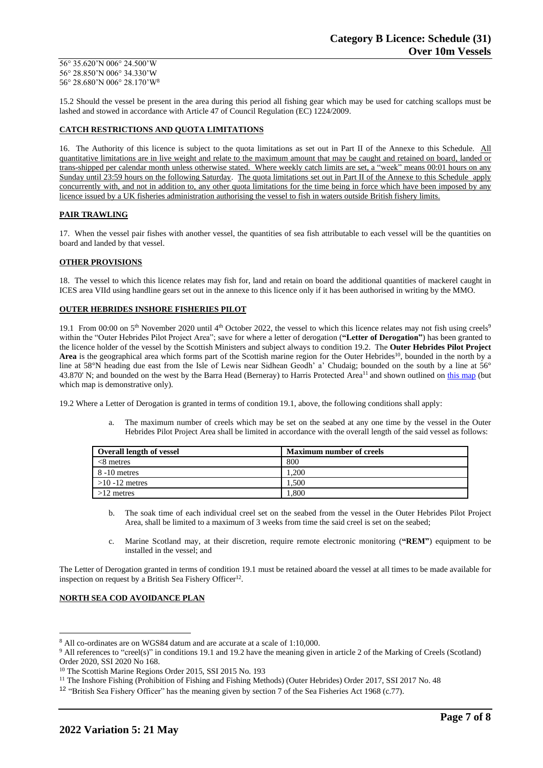56° 35.620'N 006° 24.500'W
56° 28.850'N 006° 34.330'W
56° 28.680'N 006° 28.170'W[8]

15.2 Should the vessel be present in the area during this period all fishing gear which may be used for catching scallops must be lashed and stowed in accordance with Article 47 of Council Regulation (EC) 1224/2009.

**CATCH RESTRICTIONS AND QUOTA LIMITATIONS**

16. The Authority of this licence is subject to the quota limitations as set out in Part II of the Annexe to this Schedule. All quantitative limitations are in live weight and relate to the maximum amount that may be caught and retained on board, landed or trans-shipped per calendar month unless otherwise stated. Where weekly catch limits are set, a "week" means 00:01 hours on any Sunday until 23:59 hours on the following Saturday. The quota limitations set out in Part II of the Annexe to this Schedule apply concurrently with, and not in addition to, any other quota limitations for the time being in force which have been imposed by any licence issued by a UK fisheries administration authorising the vessel to fish in waters outside British fishery limits.

**PAIR TRAWLING**

17. When the vessel pair fishes with another vessel, the quantities of sea fish attributable to each vessel will be the quantities on board and landed by that vessel.

**OTHER PROVISIONS**

18. The vessel to which this licence relates may fish for, land and retain on board the additional quantities of mackerel caught in ICES area VIId using handline gears set out in the annexe to this licence only if it has been authorised in writing by the MMO.

**OUTER HEBRIDES INSHORE FISHERIES PILOT**

19.1 From 00:00 on 5th November 2020 until 4th October 2022, the vessel to which this licence relates may not fish using creels[9] within the "Outer Hebrides Pilot Project Area"; save for where a letter of derogation (**"Letter of Derogation"**) has been granted to the licence holder of the vessel by the Scottish Ministers and subject always to condition 19.2. The **Outer Hebrides Pilot Project Area** is the geographical area which forms part of the Scottish marine region for the Outer Hebrides[10], bounded in the north by a line at 58°N heading due east from the Isle of Lewis near Sidhean Geodh' a' Chudaig; bounded on the south by a line at 56° 43.870' N; and bounded on the west by the Barra Head (Berneray) to Harris Protected Area[11] and shown outlined on this map (but which map is demonstrative only).

19.2 Where a Letter of Derogation is granted in terms of condition 19.1, above, the following conditions shall apply:

a. The maximum number of creels which may be set on the seabed at any one time by the vessel in the Outer Hebrides Pilot Project Area shall be limited in accordance with the overall length of the said vessel as follows:

| Overall length of vessel | Maximum number of creels |
|---|---|
| <8 metres | 800 |
| 8 -10 metres | 1,200 |
| >10 -12 metres | 1,500 |
| >12 metres | 1,800 |

b. The soak time of each individual creel set on the seabed from the vessel in the Outer Hebrides Pilot Project Area, shall be limited to a maximum of 3 weeks from time the said creel is set on the seabed;

c. Marine Scotland may, at their discretion, require remote electronic monitoring (**"REM"**) equipment to be installed in the vessel; and

The Letter of Derogation granted in terms of condition 19.1 must be retained aboard the vessel at all times to be made available for inspection on request by a British Sea Fishery Officer[12].

**NORTH SEA COD AVOIDANCE PLAN**

---

[8] All co-ordinates are on WGS84 datum and are accurate at a scale of 1:10,000.

[9] All references to "creel(s)" in conditions 19.1 and 19.2 have the meaning given in article 2 of the Marking of Creels (Scotland) Order 2020, SSI 2020 No 168.

[10] The Scottish Marine Regions Order 2015, SSI 2015 No. 193

[11] The Inshore Fishing (Prohibition of Fishing and Fishing Methods) (Outer Hebrides) Order 2017, SSI 2017 No. 48

[12] "British Sea Fishery Officer" has the meaning given by section 7 of the Sea Fisheries Act 1968 (c.77).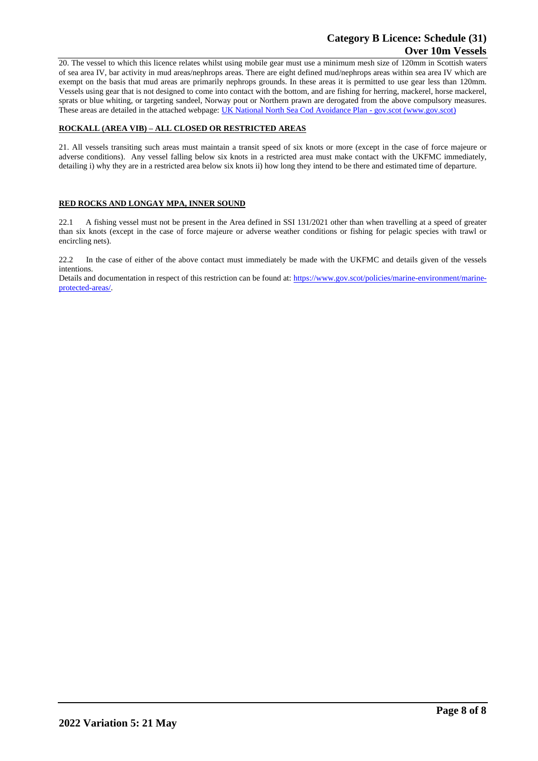20. The vessel to which this licence relates whilst using mobile gear must use a minimum mesh size of 120mm in Scottish waters of sea area IV, bar activity in mud areas/nephrops areas. There are eight defined mud/nephrops areas within sea area IV which are exempt on the basis that mud areas are primarily nephrops grounds. In these areas it is permitted to use gear less than 120mm. Vessels using gear that is not designed to come into contact with the bottom, and are fishing for herring, mackerel, horse mackerel, sprats or blue whiting, or targeting sandeel, Norway pout or Northern prawn are derogated from the above compulsory measures. These areas are detailed in the attached webpage: [UK National North Sea Cod Avoidance Plan - gov.scot (www.gov.scot)](https://www.gov.scot)

**ROCKALL (AREA VIB) – ALL CLOSED OR RESTRICTED AREAS**

21. All vessels transiting such areas must maintain a transit speed of six knots or more (except in the case of force majeure or adverse conditions). Any vessel falling below six knots in a restricted area must make contact with the UKFMC immediately, detailing i) why they are in a restricted area below six knots ii) how long they intend to be there and estimated time of departure.

**RED ROCKS AND LONGAY MPA, INNER SOUND**

22.1 A fishing vessel must not be present in the Area defined in SSI 131/2021 other than when travelling at a speed of greater than six knots (except in the case of force majeure or adverse weather conditions or fishing for pelagic species with trawl or encircling nets).

22.2 In the case of either of the above contact must immediately be made with the UKFMC and details given of the vessels intentions.
Details and documentation in respect of this restriction can be found at: [https://www.gov.scot/policies/marine-environment/marine-protected-areas/](https://www.gov.scot/policies/marine-environment/marine-protected-areas/).